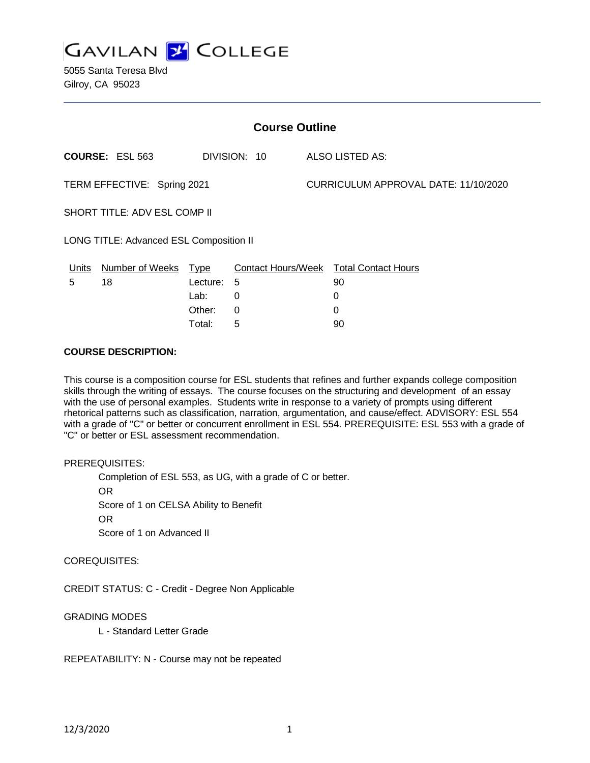GAVILAN COLLEGE

5055 Santa Teresa Blvd
Gilroy, CA 95023

## Course Outline

**COURSE:** ESL 563 DIVISION: 10 ALSO LISTED AS:

TERM EFFECTIVE: Spring 2021 CURRICULUM APPROVAL DATE: 11/10/2020

SHORT TITLE: ADV ESL COMP II

LONG TITLE: Advanced ESL Composition II

| Units | Number of Weeks | Type | Contact Hours/Week | Total Contact Hours |
|---|---|---|---|---|
| 5 | 18 | Lecture: | 5 | 90 |
| | | Lab: | 0 | 0 |
| | | Other: | 0 | 0 |
| | | Total: | 5 | 90 |

**COURSE DESCRIPTION:**

This course is a composition course for ESL students that refines and further expands college composition skills through the writing of essays. The course focuses on the structuring and development of an essay with the use of personal examples. Students write in response to a variety of prompts using different rhetorical patterns such as classification, narration, argumentation, and cause/effect. ADVISORY: ESL 554 with a grade of "C" or better or concurrent enrollment in ESL 554. PREREQUISITE: ESL 553 with a grade of "C" or better or ESL assessment recommendation.

PREREQUISITES:

Completion of ESL 553, as UG, with a grade of C or better.
OR
Score of 1 on CELSA Ability to Benefit
OR
Score of 1 on Advanced II

COREQUISITES:

CREDIT STATUS: C - Credit - Degree Non Applicable

GRADING MODES

L - Standard Letter Grade

REPEATABILITY: N - Course may not be repeated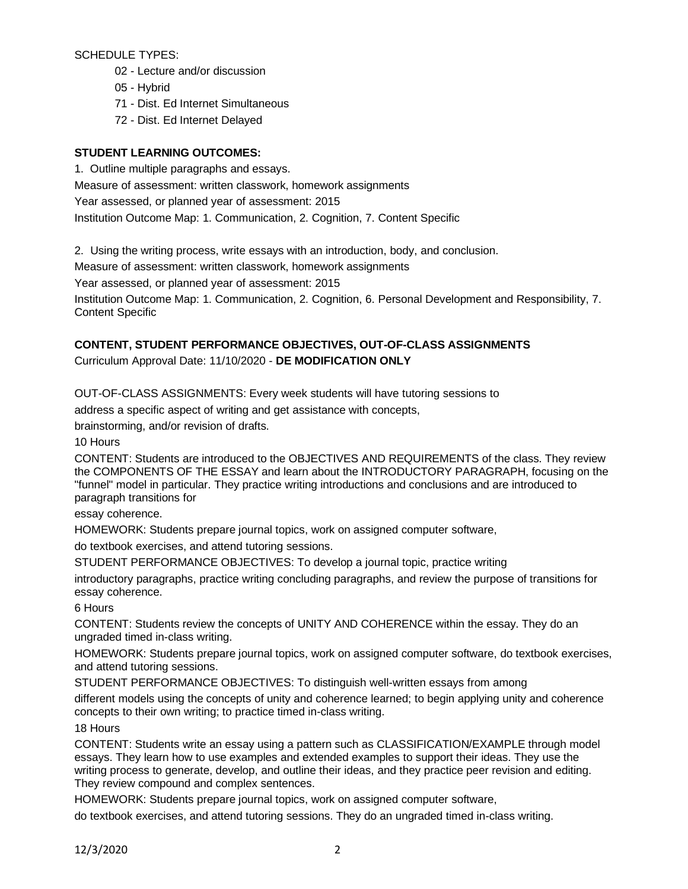SCHEDULE TYPES:

- 02 - Lecture and/or discussion
- 05 - Hybrid
- 71 - Dist. Ed Internet Simultaneous
- 72 - Dist. Ed Internet Delayed

**STUDENT LEARNING OUTCOMES:**

1. Outline multiple paragraphs and essays.
Measure of assessment: written classwork, homework assignments
Year assessed, or planned year of assessment: 2015
Institution Outcome Map: 1. Communication, 2. Cognition, 7. Content Specific

2. Using the writing process, write essays with an introduction, body, and conclusion.
Measure of assessment: written classwork, homework assignments
Year assessed, or planned year of assessment: 2015
Institution Outcome Map: 1. Communication, 2. Cognition, 6. Personal Development and Responsibility, 7. Content Specific

**CONTENT, STUDENT PERFORMANCE OBJECTIVES, OUT-OF-CLASS ASSIGNMENTS**

Curriculum Approval Date: 11/10/2020 - **DE MODIFICATION ONLY**

OUT-OF-CLASS ASSIGNMENTS: Every week students will have tutoring sessions to address a specific aspect of writing and get assistance with concepts, brainstorming, and/or revision of drafts.

10 Hours

CONTENT: Students are introduced to the OBJECTIVES AND REQUIREMENTS of the class. They review the COMPONENTS OF THE ESSAY and learn about the INTRODUCTORY PARAGRAPH, focusing on the "funnel" model in particular. They practice writing introductions and conclusions and are introduced to paragraph transitions for essay coherence.

HOMEWORK: Students prepare journal topics, work on assigned computer software, do textbook exercises, and attend tutoring sessions.

STUDENT PERFORMANCE OBJECTIVES: To develop a journal topic, practice writing introductory paragraphs, practice writing concluding paragraphs, and review the purpose of transitions for essay coherence.

6 Hours

CONTENT: Students review the concepts of UNITY AND COHERENCE within the essay. They do an ungraded timed in-class writing.

HOMEWORK: Students prepare journal topics, work on assigned computer software, do textbook exercises, and attend tutoring sessions.

STUDENT PERFORMANCE OBJECTIVES: To distinguish well-written essays from among different models using the concepts of unity and coherence learned; to begin applying unity and coherence concepts to their own writing; to practice timed in-class writing.

18 Hours

CONTENT: Students write an essay using a pattern such as CLASSIFICATION/EXAMPLE through model essays. They learn how to use examples and extended examples to support their ideas. They use the writing process to generate, develop, and outline their ideas, and they practice peer revision and editing. They review compound and complex sentences.

HOMEWORK: Students prepare journal topics, work on assigned computer software, do textbook exercises, and attend tutoring sessions. They do an ungraded timed in-class writing.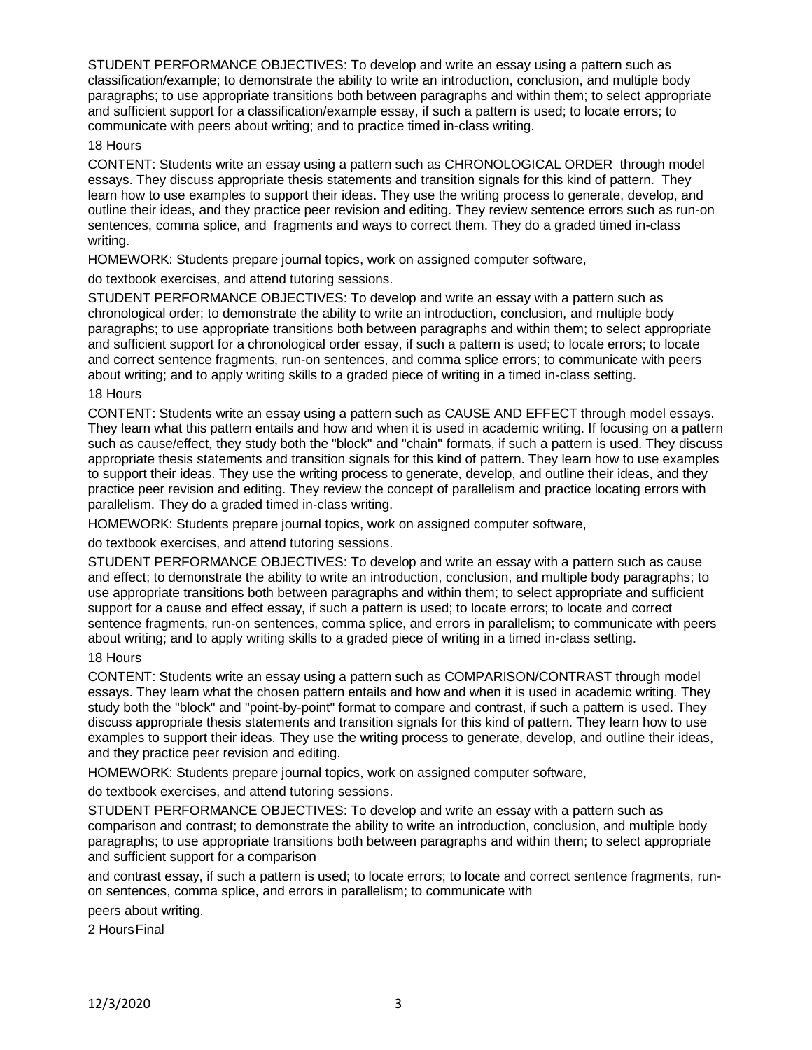STUDENT PERFORMANCE OBJECTIVES: To develop and write an essay using a pattern such as classification/example; to demonstrate the ability to write an introduction, conclusion, and multiple body paragraphs; to use appropriate transitions both between paragraphs and within them; to select appropriate and sufficient support for a classification/example essay, if such a pattern is used; to locate errors; to communicate with peers about writing; and to practice timed in-class writing.

18 Hours

CONTENT: Students write an essay using a pattern such as CHRONOLOGICAL ORDER through model essays. They discuss appropriate thesis statements and transition signals for this kind of pattern. They learn how to use examples to support their ideas. They use the writing process to generate, develop, and outline their ideas, and they practice peer revision and editing. They review sentence errors such as run-on sentences, comma splice, and fragments and ways to correct them. They do a graded timed in-class writing.

HOMEWORK: Students prepare journal topics, work on assigned computer software,

do textbook exercises, and attend tutoring sessions.

STUDENT PERFORMANCE OBJECTIVES: To develop and write an essay with a pattern such as chronological order; to demonstrate the ability to write an introduction, conclusion, and multiple body paragraphs; to use appropriate transitions both between paragraphs and within them; to select appropriate and sufficient support for a chronological order essay, if such a pattern is used; to locate errors; to locate and correct sentence fragments, run-on sentences, and comma splice errors; to communicate with peers about writing; and to apply writing skills to a graded piece of writing in a timed in-class setting.

18 Hours

CONTENT: Students write an essay using a pattern such as CAUSE AND EFFECT through model essays. They learn what this pattern entails and how and when it is used in academic writing. If focusing on a pattern such as cause/effect, they study both the "block" and "chain" formats, if such a pattern is used. They discuss appropriate thesis statements and transition signals for this kind of pattern. They learn how to use examples to support their ideas. They use the writing process to generate, develop, and outline their ideas, and they practice peer revision and editing. They review the concept of parallelism and practice locating errors with parallelism. They do a graded timed in-class writing.

HOMEWORK: Students prepare journal topics, work on assigned computer software,

do textbook exercises, and attend tutoring sessions.

STUDENT PERFORMANCE OBJECTIVES: To develop and write an essay with a pattern such as cause and effect; to demonstrate the ability to write an introduction, conclusion, and multiple body paragraphs; to use appropriate transitions both between paragraphs and within them; to select appropriate and sufficient support for a cause and effect essay, if such a pattern is used; to locate errors; to locate and correct sentence fragments, run-on sentences, comma splice, and errors in parallelism; to communicate with peers about writing; and to apply writing skills to a graded piece of writing in a timed in-class setting.

18 Hours

CONTENT: Students write an essay using a pattern such as COMPARISON/CONTRAST through model essays. They learn what the chosen pattern entails and how and when it is used in academic writing. They study both the "block" and "point-by-point" format to compare and contrast, if such a pattern is used. They discuss appropriate thesis statements and transition signals for this kind of pattern. They learn how to use examples to support their ideas. They use the writing process to generate, develop, and outline their ideas, and they practice peer revision and editing.

HOMEWORK: Students prepare journal topics, work on assigned computer software,

do textbook exercises, and attend tutoring sessions.

STUDENT PERFORMANCE OBJECTIVES: To develop and write an essay with a pattern such as comparison and contrast; to demonstrate the ability to write an introduction, conclusion, and multiple body paragraphs; to use appropriate transitions both between paragraphs and within them; to select appropriate and sufficient support for a comparison

and contrast essay, if such a pattern is used; to locate errors; to locate and correct sentence fragments, run-on sentences, comma splice, and errors in parallelism; to communicate with

peers about writing.

2 Hours Final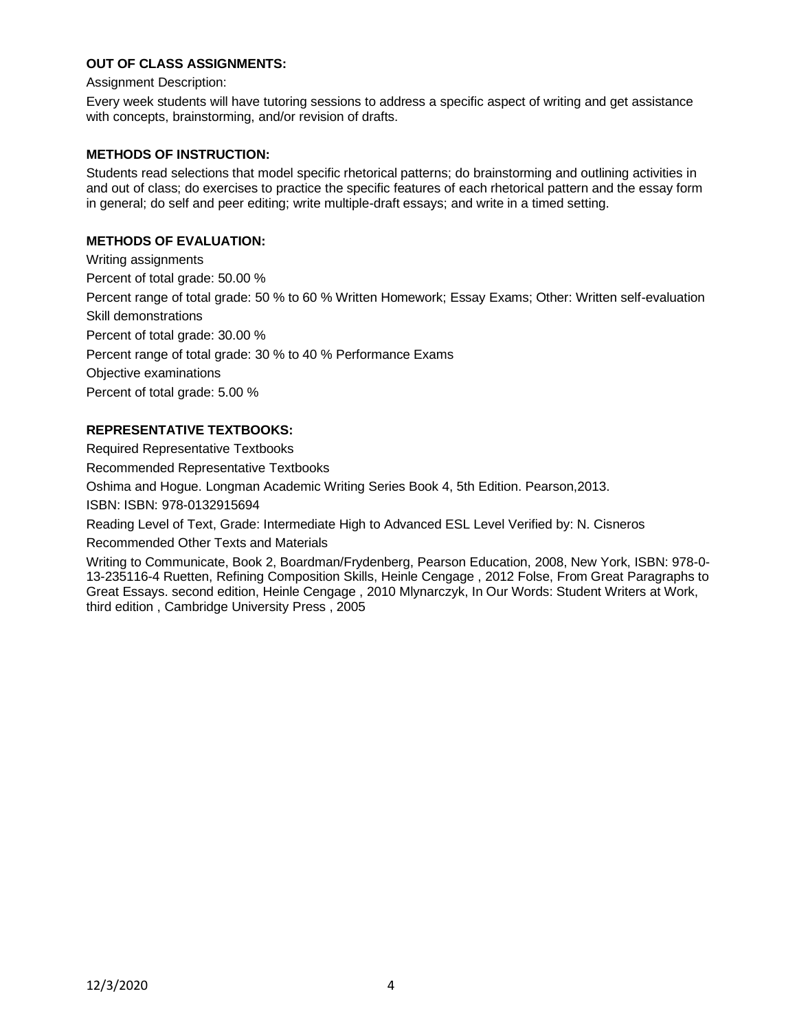**OUT OF CLASS ASSIGNMENTS:**

Assignment Description:

Every week students will have tutoring sessions to address a specific aspect of writing and get assistance with concepts, brainstorming, and/or revision of drafts.

**METHODS OF INSTRUCTION:**

Students read selections that model specific rhetorical patterns; do brainstorming and outlining activities in and out of class; do exercises to practice the specific features of each rhetorical pattern and the essay form in general; do self and peer editing; write multiple-draft essays; and write in a timed setting.

**METHODS OF EVALUATION:**

Writing assignments

Percent of total grade: 50.00 %

Percent range of total grade: 50 % to 60 % Written Homework; Essay Exams; Other: Written self-evaluation

Skill demonstrations

Percent of total grade: 30.00 %

Percent range of total grade: 30 % to 40 % Performance Exams

Objective examinations

Percent of total grade: 5.00 %

**REPRESENTATIVE TEXTBOOKS:**

Required Representative Textbooks

Recommended Representative Textbooks

Oshima and Hogue. Longman Academic Writing Series Book 4, 5th Edition. Pearson,2013.

ISBN: ISBN: 978-0132915694

Reading Level of Text, Grade: Intermediate High to Advanced ESL Level Verified by: N. Cisneros

Recommended Other Texts and Materials

Writing to Communicate, Book 2, Boardman/Frydenberg, Pearson Education, 2008, New York, ISBN: 978-0-13-235116-4 Ruetten, Refining Composition Skills, Heinle Cengage , 2012 Folse, From Great Paragraphs to Great Essays. second edition, Heinle Cengage , 2010 Mlynarczyk, In Our Words: Student Writers at Work, third edition , Cambridge University Press , 2005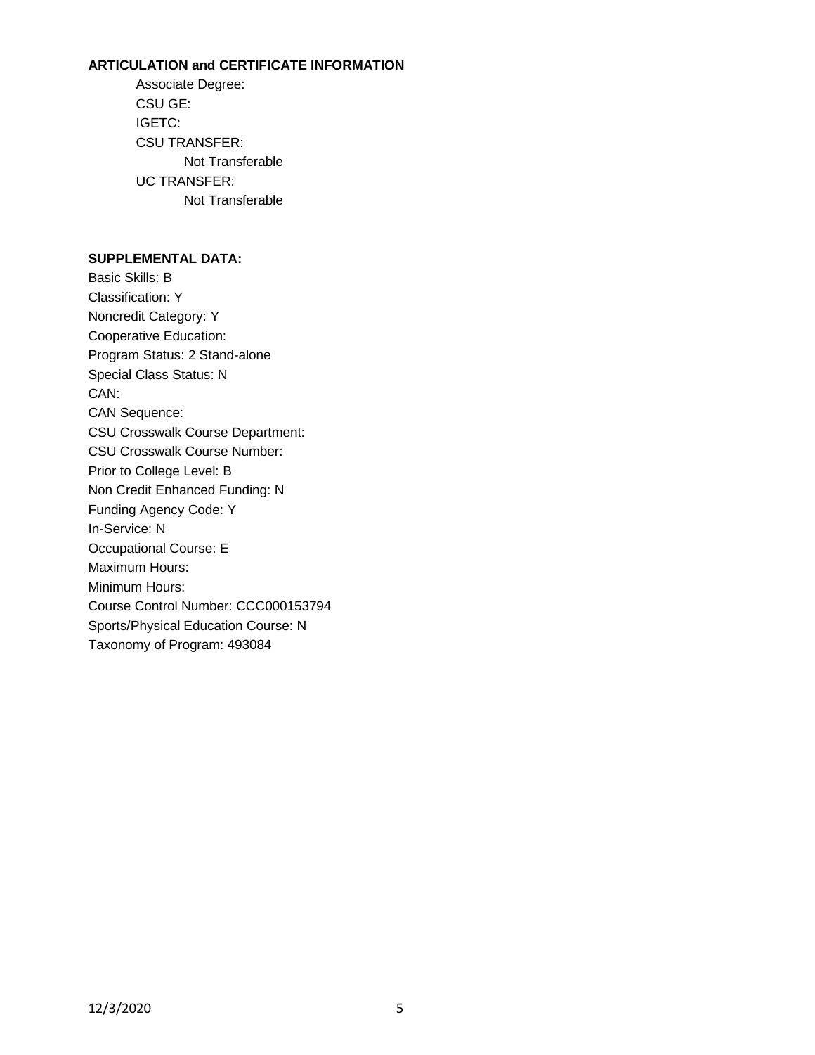**ARTICULATION and CERTIFICATE INFORMATION**

Associate Degree:
CSU GE:
IGETC:
CSU TRANSFER:
Not Transferable
UC TRANSFER:
Not Transferable

**SUPPLEMENTAL DATA:**

Basic Skills: B
Classification: Y
Noncredit Category: Y
Cooperative Education:
Program Status: 2 Stand-alone
Special Class Status: N
CAN:
CAN Sequence:
CSU Crosswalk Course Department:
CSU Crosswalk Course Number:
Prior to College Level: B
Non Credit Enhanced Funding: N
Funding Agency Code: Y
In-Service: N
Occupational Course: E
Maximum Hours:
Minimum Hours:
Course Control Number: CCC000153794
Sports/Physical Education Course: N
Taxonomy of Program: 493084